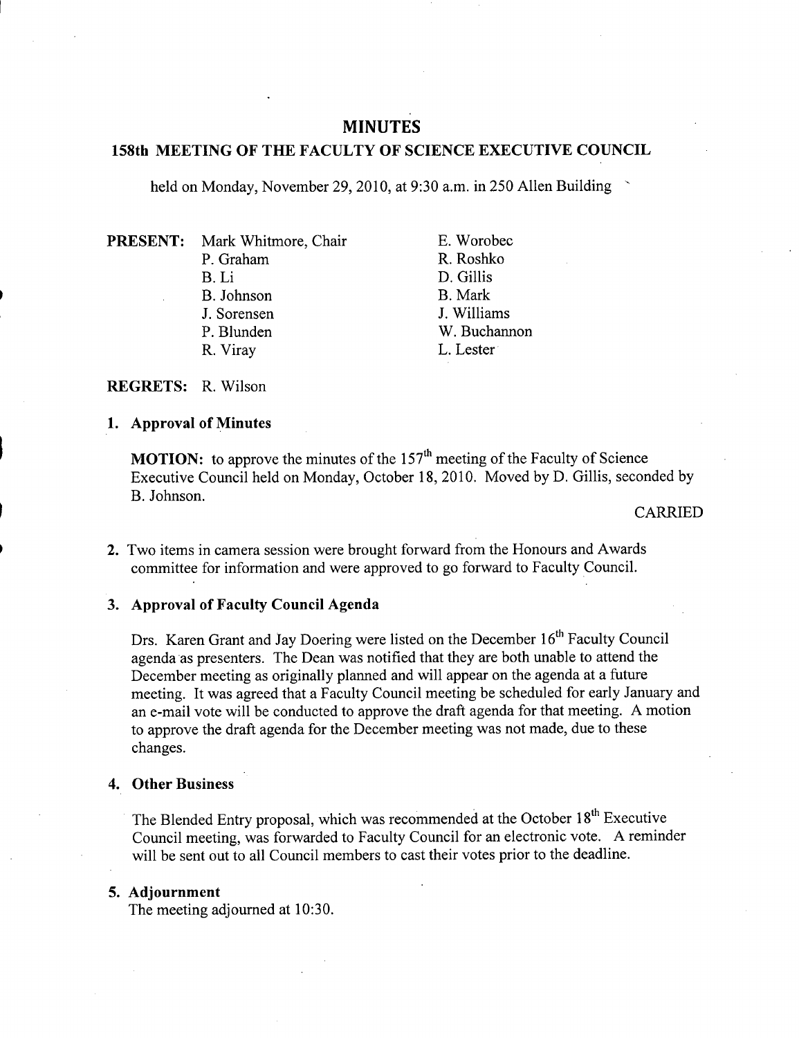# MINUTES

## 158th MEETING OF THE FACULTY OF SCIENCE EXECUTIVE COUNCIL

held on Monday, November 29, 2010, at 9:30 a.m. in 250 Allen Building

**PRESENT:**

- Mark Whitmore, Chair
- P. Graham
- B. Li
- B. Johnson
- J. Sorensen
- P. Blunden
- R. Viray
- E. Worobec
- R. Roshko
- D. Gillis
- B. Mark
- J. Williams
- W. Buchannon
- L. Lester

**REGRETS:** R. Wilson

### 1. Approval of Minutes

**MOTION:** to approve the minutes of the 157th meeting of the Faculty of Science Executive Council held on Monday, October 18, 2010. Moved by D. Gillis, seconded by B. Johnson.

CARRIED

### 2.

Two items in camera session were brought forward from the Honours and Awards committee for information and were approved to go forward to Faculty Council.

### 3. Approval of Faculty Council Agenda

Drs. Karen Grant and Jay Doering were listed on the December 16th Faculty Council agenda as presenters. The Dean was notified that they are both unable to attend the December meeting as originally planned and will appear on the agenda at a future meeting. It was agreed that a Faculty Council meeting be scheduled for early January and an e-mail vote will be conducted to approve the draft agenda for that meeting. A motion to approve the draft agenda for the December meeting was not made, due to these changes.

### 4. Other Business

The Blended Entry proposal, which was recommended at the October 18th Executive Council meeting, was forwarded to Faculty Council for an electronic vote. A reminder will be sent out to all Council members to cast their votes prior to the deadline.

### 5. Adjournment

The meeting adjourned at 10:30.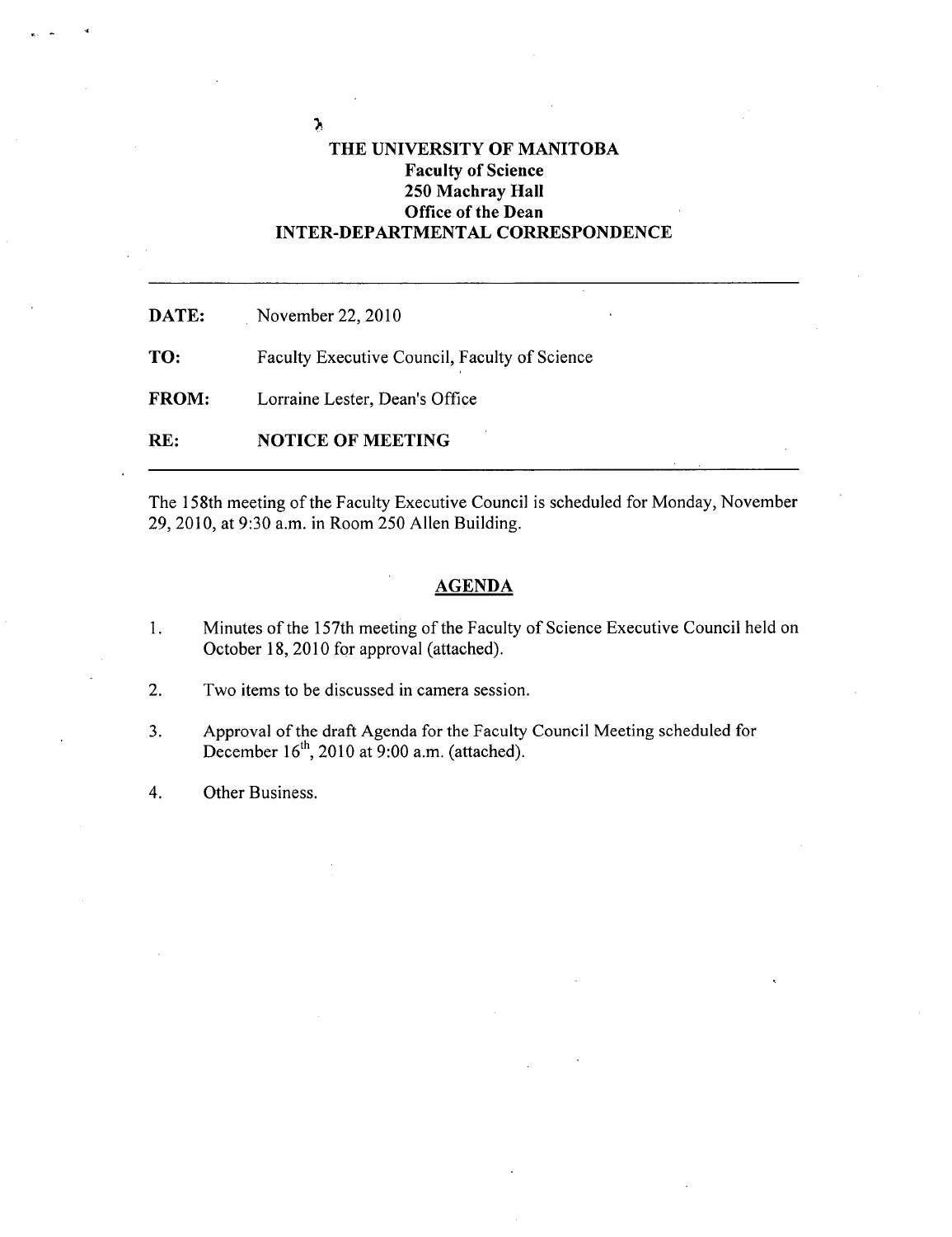# THE UNIVERSITY OF MANITOBA
## Faculty of Science
## 250 Machray Hall
## Office of the Dean
## INTER-DEPARTMENTAL CORRESPONDENCE

---

**DATE:** November 22, 2010

**TO:** Faculty Executive Council, Faculty of Science

**FROM:** Lorraine Lester, Dean's Office

**RE:** **NOTICE OF MEETING**

---

The 158th meeting of the Faculty Executive Council is scheduled for Monday, November 29, 2010, at 9:30 a.m. in Room 250 Allen Building.

## AGENDA

1. Minutes of the 157th meeting of the Faculty of Science Executive Council held on October 18, 2010 for approval (attached).

2. Two items to be discussed in camera session.

3. Approval of the draft Agenda for the Faculty Council Meeting scheduled for December 16th, 2010 at 9:00 a.m. (attached).

4. Other Business.